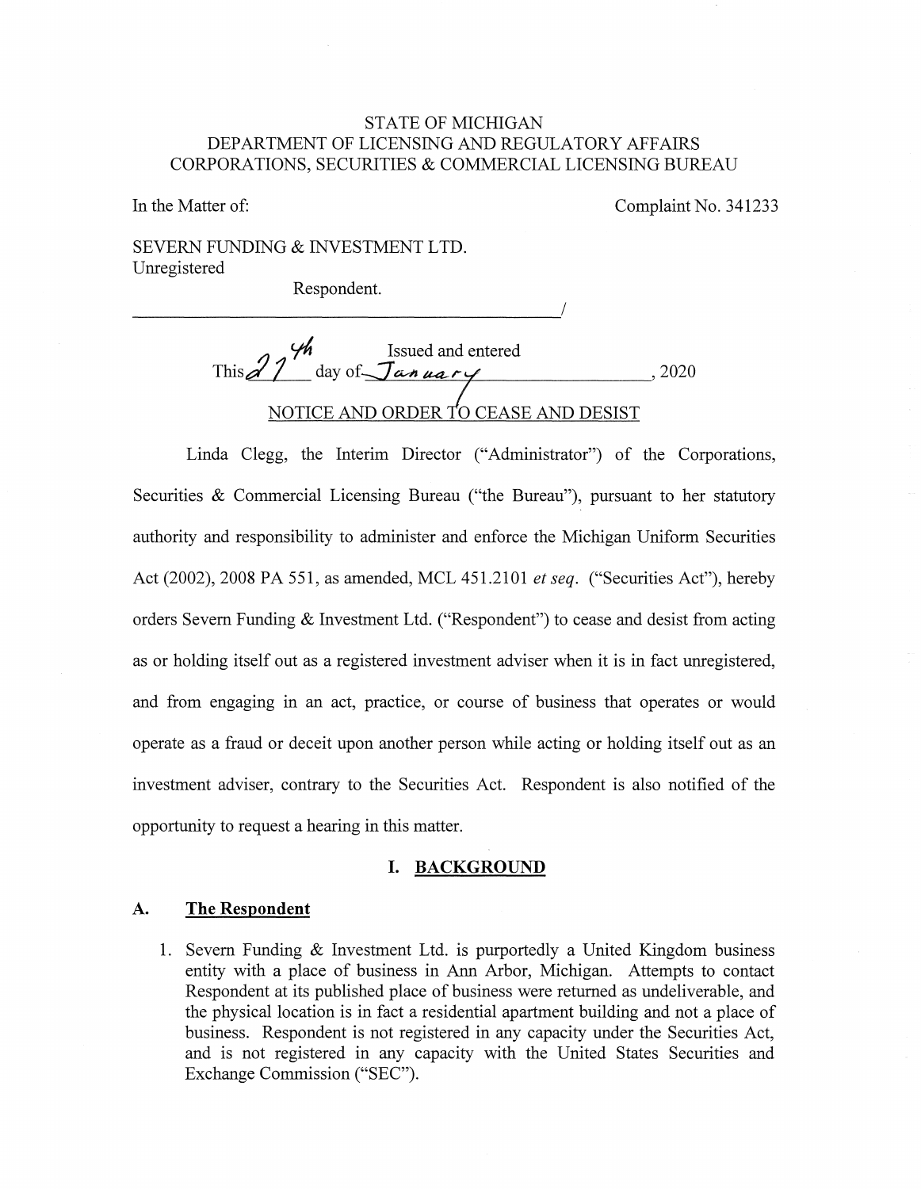STATE OF MICHIGAN
DEPARTMENT OF LICENSING AND REGULATORY AFFAIRS
CORPORATIONS, SECURITIES & COMMERCIAL LICENSING BUREAU

In the Matter of: Complaint No. 341233

SEVERN FUNDING & INVESTMENT LTD.
Unregistered

Respondent.

______________________________________________/

Issued and entered
This 27th day of January, 2020

NOTICE AND ORDER TO CEASE AND DESIST

Linda Clegg, the Interim Director ("Administrator") of the Corporations, Securities & Commercial Licensing Bureau ("the Bureau"), pursuant to her statutory authority and responsibility to administer and enforce the Michigan Uniform Securities Act (2002), 2008 PA 551, as amended, MCL 451.2101 *et seq.* ("Securities Act"), hereby orders Severn Funding & Investment Ltd. ("Respondent") to cease and desist from acting as or holding itself out as a registered investment adviser when it is in fact unregistered, and from engaging in an act, practice, or course of business that operates or would operate as a fraud or deceit upon another person while acting or holding itself out as an investment adviser, contrary to the Securities Act. Respondent is also notified of the opportunity to request a hearing in this matter.

## I. BACKGROUND

### A. The Respondent

1. Severn Funding & Investment Ltd. is purportedly a United Kingdom business entity with a place of business in Ann Arbor, Michigan. Attempts to contact Respondent at its published place of business were returned as undeliverable, and the physical location is in fact a residential apartment building and not a place of business. Respondent is not registered in any capacity under the Securities Act, and is not registered in any capacity with the United States Securities and Exchange Commission ("SEC").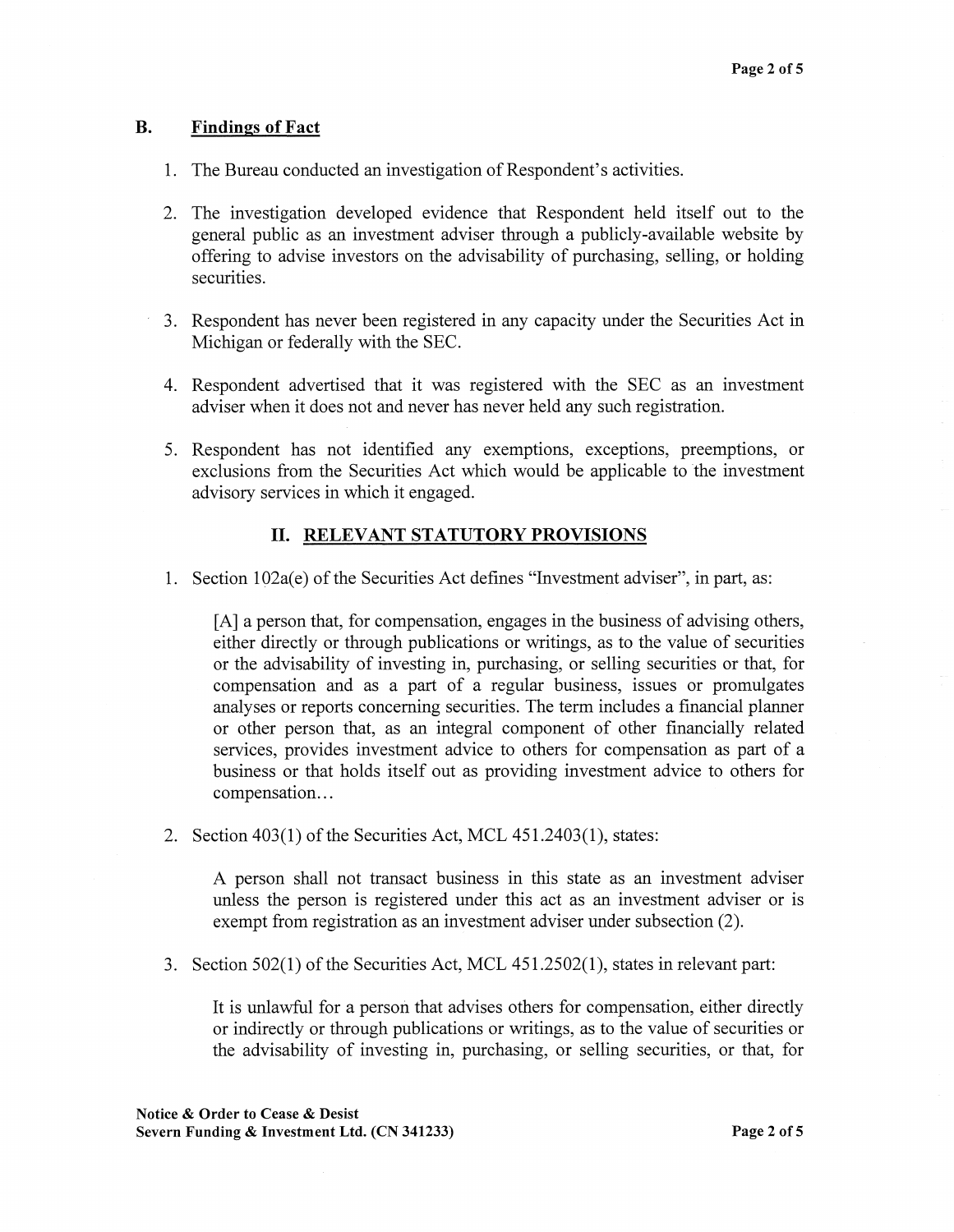## B. Findings of Fact

1. The Bureau conducted an investigation of Respondent's activities.

2. The investigation developed evidence that Respondent held itself out to the general public as an investment adviser through a publicly-available website by offering to advise investors on the advisability of purchasing, selling, or holding securities.

3. Respondent has never been registered in any capacity under the Securities Act in Michigan or federally with the SEC.

4. Respondent advertised that it was registered with the SEC as an investment adviser when it does not and never has never held any such registration.

5. Respondent has not identified any exemptions, exceptions, preemptions, or exclusions from the Securities Act which would be applicable to the investment advisory services in which it engaged.

## II. RELEVANT STATUTORY PROVISIONS

1. Section 102a(e) of the Securities Act defines "Investment adviser", in part, as:

   > [A] a person that, for compensation, engages in the business of advising others, either directly or through publications or writings, as to the value of securities or the advisability of investing in, purchasing, or selling securities or that, for compensation and as a part of a regular business, issues or promulgates analyses or reports concerning securities. The term includes a financial planner or other person that, as an integral component of other financially related services, provides investment advice to others for compensation as part of a business or that holds itself out as providing investment advice to others for compensation…

2. Section 403(1) of the Securities Act, MCL 451.2403(1), states:

   > A person shall not transact business in this state as an investment adviser unless the person is registered under this act as an investment adviser or is exempt from registration as an investment adviser under subsection (2).

3. Section 502(1) of the Securities Act, MCL 451.2502(1), states in relevant part:

   > It is unlawful for a person that advises others for compensation, either directly or indirectly or through publications or writings, as to the value of securities or the advisability of investing in, purchasing, or selling securities, or that, for

**Notice & Order to Cease & Desist**
**Severn Funding & Investment Ltd. (CN 341233)**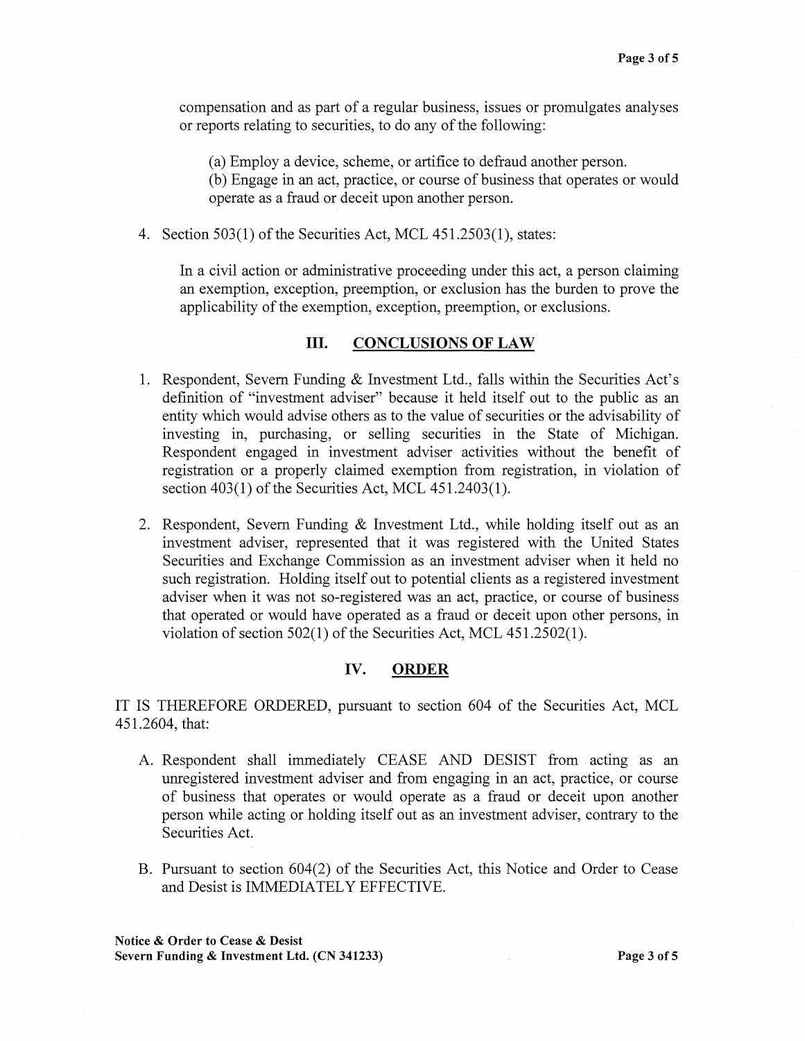compensation and as part of a regular business, issues or promulgates analyses or reports relating to securities, to do any of the following:

> (a) Employ a device, scheme, or artifice to defraud another person.
> (b) Engage in an act, practice, or course of business that operates or would operate as a fraud or deceit upon another person.

4. Section 503(1) of the Securities Act, MCL 451.2503(1), states:

> In a civil action or administrative proceeding under this act, a person claiming an exemption, exception, preemption, or exclusion has the burden to prove the applicability of the exemption, exception, preemption, or exclusions.

## III. CONCLUSIONS OF LAW

1. Respondent, Severn Funding & Investment Ltd., falls within the Securities Act's definition of "investment adviser" because it held itself out to the public as an entity which would advise others as to the value of securities or the advisability of investing in, purchasing, or selling securities in the State of Michigan. Respondent engaged in investment adviser activities without the benefit of registration or a properly claimed exemption from registration, in violation of section 403(1) of the Securities Act, MCL 451.2403(1).

2. Respondent, Severn Funding & Investment Ltd., while holding itself out as an investment adviser, represented that it was registered with the United States Securities and Exchange Commission as an investment adviser when it held no such registration. Holding itself out to potential clients as a registered investment adviser when it was not so-registered was an act, practice, or course of business that operated or would have operated as a fraud or deceit upon other persons, in violation of section 502(1) of the Securities Act, MCL 451.2502(1).

## IV. ORDER

IT IS THEREFORE ORDERED, pursuant to section 604 of the Securities Act, MCL 451.2604, that:

A. Respondent shall immediately CEASE AND DESIST from acting as an unregistered investment adviser and from engaging in an act, practice, or course of business that operates or would operate as a fraud or deceit upon another person while acting or holding itself out as an investment adviser, contrary to the Securities Act.

B. Pursuant to section 604(2) of the Securities Act, this Notice and Order to Cease and Desist is IMMEDIATELY EFFECTIVE.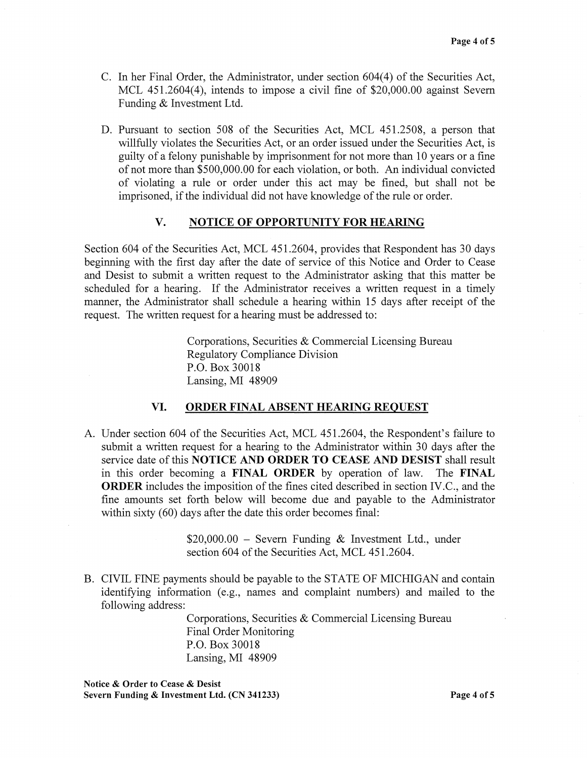C. In her Final Order, the Administrator, under section 604(4) of the Securities Act, MCL 451.2604(4), intends to impose a civil fine of $20,000.00 against Severn Funding & Investment Ltd.

D. Pursuant to section 508 of the Securities Act, MCL 451.2508, a person that willfully violates the Securities Act, or an order issued under the Securities Act, is guilty of a felony punishable by imprisonment for not more than 10 years or a fine of not more than $500,000.00 for each violation, or both. An individual convicted of violating a rule or order under this act may be fined, but shall not be imprisoned, if the individual did not have knowledge of the rule or order.

## V. NOTICE OF OPPORTUNITY FOR HEARING

Section 604 of the Securities Act, MCL 451.2604, provides that Respondent has 30 days beginning with the first day after the date of service of this Notice and Order to Cease and Desist to submit a written request to the Administrator asking that this matter be scheduled for a hearing. If the Administrator receives a written request in a timely manner, the Administrator shall schedule a hearing within 15 days after receipt of the request. The written request for a hearing must be addressed to:

> Corporations, Securities & Commercial Licensing Bureau
> Regulatory Compliance Division
> P.O. Box 30018
> Lansing, MI 48909

## VI. ORDER FINAL ABSENT HEARING REQUEST

A. Under section 604 of the Securities Act, MCL 451.2604, the Respondent's failure to submit a written request for a hearing to the Administrator within 30 days after the service date of this **NOTICE AND ORDER TO CEASE AND DESIST** shall result in this order becoming a **FINAL ORDER** by operation of law. The **FINAL ORDER** includes the imposition of the fines cited described in section IV.C., and the fine amounts set forth below will become due and payable to the Administrator within sixty (60) days after the date this order becomes final:

> $20,000.00 – Severn Funding & Investment Ltd., under section 604 of the Securities Act, MCL 451.2604.

B. CIVIL FINE payments should be payable to the STATE OF MICHIGAN and contain identifying information (e.g., names and complaint numbers) and mailed to the following address:

> Corporations, Securities & Commercial Licensing Bureau
> Final Order Monitoring
> P.O. Box 30018
> Lansing, MI 48909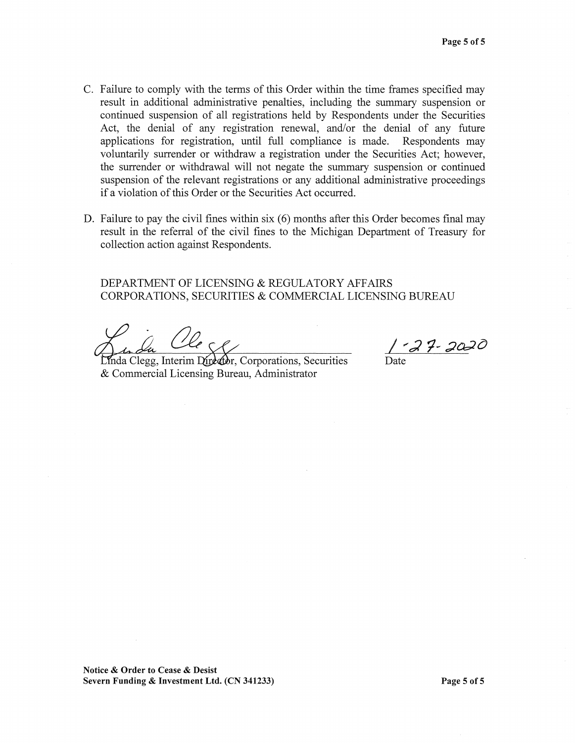C. Failure to comply with the terms of this Order within the time frames specified may result in additional administrative penalties, including the summary suspension or continued suspension of all registrations held by Respondents under the Securities Act, the denial of any registration renewal, and/or the denial of any future applications for registration, until full compliance is made. Respondents may voluntarily surrender or withdraw a registration under the Securities Act; however, the surrender or withdrawal will not negate the summary suspension or continued suspension of the relevant registrations or any additional administrative proceedings if a violation of this Order or the Securities Act occurred.

D. Failure to pay the civil fines within six (6) months after this Order becomes final may result in the referral of the civil fines to the Michigan Department of Treasury for collection action against Respondents.

DEPARTMENT OF LICENSING & REGULATORY AFFAIRS
CORPORATIONS, SECURITIES & COMMERCIAL LICENSING BUREAU

Linda Clegg, Interim Director, Corporations, Securities & Commercial Licensing Bureau, Administrator

1-27-2020
Date

**Notice & Order to Cease & Desist**
**Severn Funding & Investment Ltd. (CN 341233)**